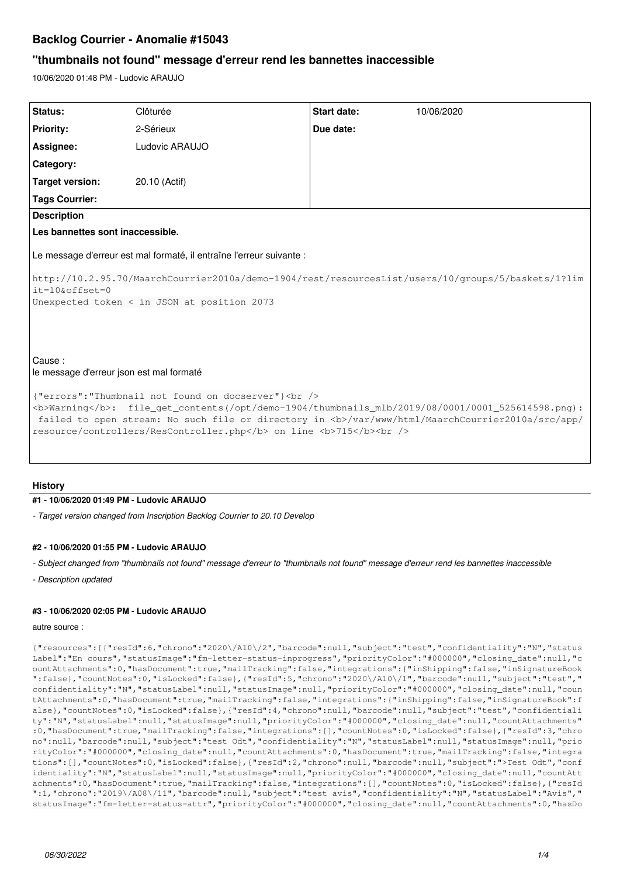# Backlog Courrier - Anomalie #15043

## "thumbnails not found" message d'erreur rend les bannettes inaccessible

10/06/2020 01:48 PM - Ludovic ARAUJO

| | | | |
|---|---|---|---|
| **Status:** | Clôturée | **Start date:** | 10/06/2020 |
| **Priority:** | 2-Sérieux | **Due date:** | |
| **Assignee:** | Ludovic ARAUJO | | |
| **Category:** | | | |
| **Target version:** | 20.10 (Actif) | | |
| **Tags Courrier:** | | | |

**Description**

**Les bannettes sont inaccessible.**

Le message d'erreur est mal formaté, il entraîne l'erreur suivante :

```
http://10.2.95.70/MaarchCourrier2010a/demo-1904/rest/resourcesList/users/10/groups/5/baskets/1?limit=10&offset=0
Unexpected token < in JSON at position 2073
```

Cause :
le message d'erreur json est mal formaté

```
{"errors":"Thumbnail not found on docserver"}<br />
<b>Warning</b>:  file_get_contents(/opt/demo-1904/thumbnails_mlb/2019/08/0001/0001_525614598.png): failed to open stream: No such file or directory in <b>/var/www/html/MaarchCourrier2010a/src/app/resource/controllers/ResController.php</b> on line <b>715</b><br />
```

### History

#### #1 - 10/06/2020 01:49 PM - Ludovic ARAUJO

*- Target version changed from Inscription Backlog Courrier to 20.10 Develop*

#### #2 - 10/06/2020 01:55 PM - Ludovic ARAUJO

*- Subject changed from "thumbnails not found" message d'erreur to "thumbnails not found" message d'erreur rend les bannettes inaccessible*

*- Description updated*

#### #3 - 10/06/2020 02:05 PM - Ludovic ARAUJO

autre source :

```
{"resources":[{"resId":6,"chrono":"2020\/A10\/2","barcode":null,"subject":"test","confidentiality":"N","statusLabel":"En cours","statusImage":"fm-letter-status-inprogress","priorityColor":"#000000","closing_date":null,"countAttachments":0,"hasDocument":true,"mailTracking":false,"integrations":{"inShipping":false,"inSignatureBook":false},"countNotes":0,"isLocked":false},{"resId":5,"chrono":"2020\/A10\/1","barcode":null,"subject":"test","confidentiality":"N","statusLabel":null,"statusImage":null,"priorityColor":"#000000","closing_date":null,"countAttachments":0,"hasDocument":true,"mailTracking":false,"integrations":{"inShipping":false,"inSignatureBook":false},"countNotes":0,"isLocked":false},{"resId":4,"chrono":null,"barcode":null,"subject":"test","confidentiality":"N","statusLabel":null,"statusImage":null,"priorityColor":"#000000","closing_date":null,"countAttachments":0,"hasDocument":true,"mailTracking":false,"integrations":[],"countNotes":0,"isLocked":false},{"resId":3,"chrono":null,"barcode":null,"subject":"test Odt","confidentiality":"N","statusLabel":null,"statusImage":null,"priorityColor":"#000000","closing_date":null,"countAttachments":0,"hasDocument":true,"mailTracking":false,"integrations":[],"countNotes":0,"isLocked":false},{"resId":2,"chrono":null,"barcode":null,"subject":">Test Odt","confidentiality":"N","statusLabel":null,"statusImage":null,"priorityColor":"#000000","closing_date":null,"countAttachments":0,"hasDocument":true,"mailTracking":false,"integrations":[],"countNotes":0,"isLocked":false},{"resId":1,"chrono":"2019\/A08\/11","barcode":null,"subject":"test avis","confidentiality":"N","statusLabel":"Avis","statusImage":"fm-letter-status-attr","priorityColor":"#000000","closing_date":null,"countAttachments":0,"hasDo
```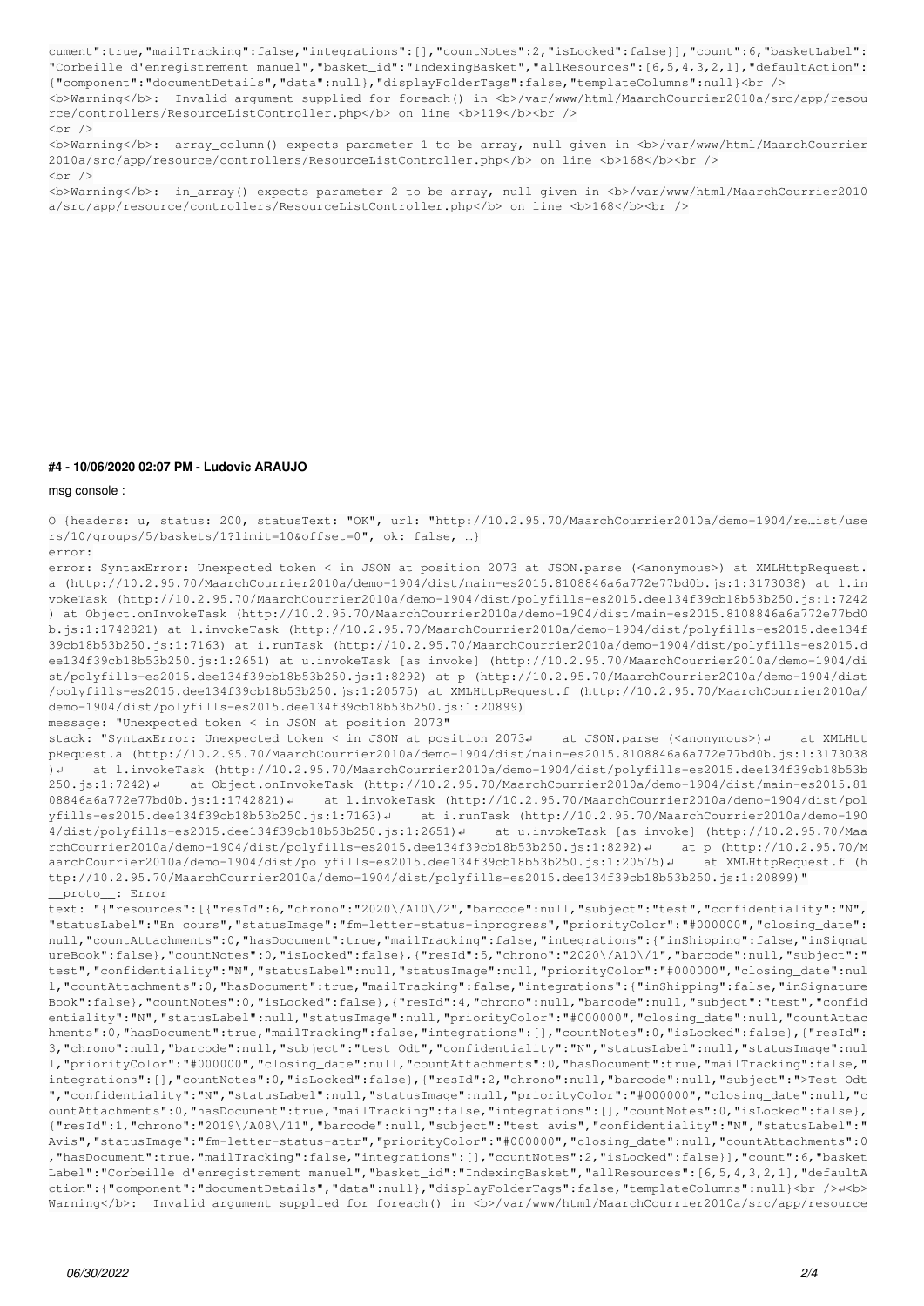```
cument":true,"mailTracking":false,"integrations":[],"countNotes":2,"isLocked":false}],"count":6,"basketLabel":
"Corbeille d'enregistrement manuel","basket_id":"IndexingBasket","allResources":[6,5,4,3,2,1],"defaultAction":
{"component":"documentDetails","data":null},"displayFolderTags":false,"templateColumns":null}<br />
<b>Warning</b>:  Invalid argument supplied for foreach() in <b>/var/www/html/MaarchCourrier2010a/src/app/resou
rce/controllers/ResourceListController.php</b> on line <b>119</b><br />
<br />
<b>Warning</b>:  array_column() expects parameter 1 to be array, null given in <b>/var/www/html/MaarchCourrier
2010a/src/app/resource/controllers/ResourceListController.php</b> on line <b>168</b><br />
<br />
<b>Warning</b>:  in_array() expects parameter 2 to be array, null given in <b>/var/www/html/MaarchCourrier2010
a/src/app/resource/controllers/ResourceListController.php</b> on line <b>168</b><br />
```

#### #4 - 10/06/2020 02:07 PM - Ludovic ARAUJO

msg console :

```
O {headers: u, status: 200, statusText: "OK", url: "http://10.2.95.70/MaarchCourrier2010a/demo-1904/re…ist/use
rs/10/groups/5/baskets/1?limit=10&offset=0", ok: false, …}
error:
error: SyntaxError: Unexpected token < in JSON at position 2073 at JSON.parse (<anonymous>) at XMLHttpRequest.
a (http://10.2.95.70/MaarchCourrier2010a/demo-1904/dist/main-es2015.8108846a6a772e77bd0b.js:1:3173038) at l.in
vokeTask (http://10.2.95.70/MaarchCourrier2010a/demo-1904/dist/polyfills-es2015.dee134f39cb18b53b250.js:1:7242
) at Object.onInvokeTask (http://10.2.95.70/MaarchCourrier2010a/demo-1904/dist/main-es2015.8108846a6a772e77bd0
b.js:1:1742821) at l.invokeTask (http://10.2.95.70/MaarchCourrier2010a/demo-1904/dist/polyfills-es2015.dee134f
39cb18b53b250.js:1:7163) at i.runTask (http://10.2.95.70/MaarchCourrier2010a/demo-1904/dist/polyfills-es2015.d
ee134f39cb18b53b250.js:1:2651) at u.invokeTask [as invoke] (http://10.2.95.70/MaarchCourrier2010a/demo-1904/di
st/polyfills-es2015.dee134f39cb18b53b250.js:1:8292) at p (http://10.2.95.70/MaarchCourrier2010a/demo-1904/dist
/polyfills-es2015.dee134f39cb18b53b250.js:1:20575) at XMLHttpRequest.f (http://10.2.95.70/MaarchCourrier2010a/
demo-1904/dist/polyfills-es2015.dee134f39cb18b53b250.js:1:20899)
message: "Unexpected token < in JSON at position 2073"
stack: "SyntaxError: Unexpected token < in JSON at position 2073↵    at JSON.parse (<anonymous>)↵    at XMLHtt
pRequest.a (http://10.2.95.70/MaarchCourrier2010a/demo-1904/dist/main-es2015.8108846a6a772e77bd0b.js:1:3173038
)↵    at l.invokeTask (http://10.2.95.70/MaarchCourrier2010a/demo-1904/dist/polyfills-es2015.dee134f39cb18b53b
250.js:1:7242)↵    at Object.onInvokeTask (http://10.2.95.70/MaarchCourrier2010a/demo-1904/dist/main-es2015.81
08846a6a772e77bd0b.js:1:1742821)↵    at l.invokeTask (http://10.2.95.70/MaarchCourrier2010a/demo-1904/dist/pol
yfills-es2015.dee134f39cb18b53b250.js:1:7163)↵    at i.runTask (http://10.2.95.70/MaarchCourrier2010a/demo-190
4/dist/polyfills-es2015.dee134f39cb18b53b250.js:1:2651)↵    at u.invokeTask [as invoke] (http://10.2.95.70/Maa
rchCourrier2010a/demo-1904/dist/polyfills-es2015.dee134f39cb18b53b250.js:1:8292)↵    at p (http://10.2.95.70/M
aarchCourrier2010a/demo-1904/dist/polyfills-es2015.dee134f39cb18b53b250.js:1:20575)↵    at XMLHttpRequest.f (h
ttp://10.2.95.70/MaarchCourrier2010a/demo-1904/dist/polyfills-es2015.dee134f39cb18b53b250.js:1:20899)"
__proto__: Error
text: "{"resources":[{"resId":6,"chrono":"2020\/A10\/2","barcode":null,"subject":"test","confidentiality":"N",
"statusLabel":"En cours","statusImage":"fm-letter-status-inprogress","priorityColor":"#000000","closing_date":
null,"countAttachments":0,"hasDocument":true,"mailTracking":false,"integrations":{"inShipping":false,"inSignat
ureBook":false},"countNotes":0,"isLocked":false},{"resId":5,"chrono":"2020\/A10\/1","barcode":null,"subject":"
test","confidentiality":"N","statusLabel":null,"statusImage":null,"priorityColor":"#000000","closing_date":nul
l,"countAttachments":0,"hasDocument":true,"mailTracking":false,"integrations":{"inShipping":false,"inSignature
Book":false},"countNotes":0,"isLocked":false},{"resId":4,"chrono":null,"barcode":null,"subject":"test","confid
entiality":"N","statusLabel":null,"statusImage":null,"priorityColor":"#000000","closing_date":null,"countAttac
hments":0,"hasDocument":true,"mailTracking":false,"integrations":[],"countNotes":0,"isLocked":false},{"resId":
3,"chrono":null,"barcode":null,"subject":"test Odt","confidentiality":"N","statusLabel":null,"statusImage":nul
l,"priorityColor":"#000000","closing_date":null,"countAttachments":0,"hasDocument":true,"mailTracking":false,"
integrations":[],"countNotes":0,"isLocked":false},{"resId":2,"chrono":null,"barcode":null,"subject":">Test Odt
","confidentiality":"N","statusLabel":null,"statusImage":null,"priorityColor":"#000000","closing_date":null,"c
ountAttachments":0,"hasDocument":true,"mailTracking":false,"integrations":[],"countNotes":0,"isLocked":false},
{"resId":1,"chrono":"2019\/A08\/11","barcode":null,"subject":"test avis","confidentiality":"N","statusLabel":"
Avis","statusImage":"fm-letter-status-attr","priorityColor":"#000000","closing_date":null,"countAttachments":0
,"hasDocument":true,"mailTracking":false,"integrations":[],"countNotes":2,"isLocked":false}],"count":6,"basket
Label":"Corbeille d'enregistrement manuel","basket_id":"IndexingBasket","allResources":[6,5,4,3,2,1],"defaultA
ction":{"component":"documentDetails","data":null},"displayFolderTags":false,"templateColumns":null}<br />↵<b>
Warning</b>:  Invalid argument supplied for foreach() in <b>/var/www/html/MaarchCourrier2010a/src/app/resource
```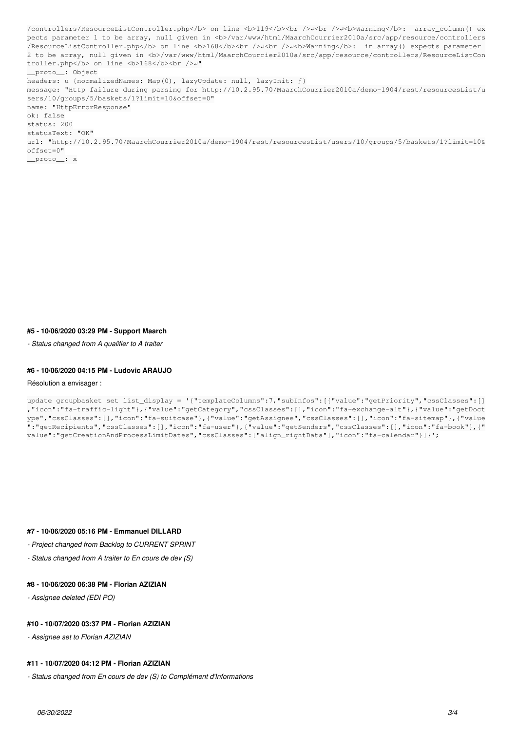```
/controllers/ResourceListController.php</b> on line <b>119</b><br />↵<br />↵<b>Warning</b>:  array_column() expects parameter 1 to be array, null given in <b>/var/www/html/MaarchCourrier2010a/src/app/resource/controllers/ResourceListController.php</b> on line <b>168</b><br />↵<br />↵<b>Warning</b>:  in_array() expects parameter 2 to be array, null given in <b>/var/www/html/MaarchCourrier2010a/src/app/resource/controllers/ResourceListController.php</b> on line <b>168</b><br />↵"
__proto__: Object
headers: u {normalizedNames: Map(0), lazyUpdate: null, lazyInit: f}
message: "Http failure during parsing for http://10.2.95.70/MaarchCourrier2010a/demo-1904/rest/resourcesList/users/10/groups/5/baskets/1?limit=10&offset=0"
name: "HttpErrorResponse"
ok: false
status: 200
statusText: "OK"
url: "http://10.2.95.70/MaarchCourrier2010a/demo-1904/rest/resourcesList/users/10/groups/5/baskets/1?limit=10&offset=0"
__proto__: x
```

#### #5 - 10/06/2020 03:29 PM - Support Maarch

*- Status changed from A qualifier to A traiter*

#### #6 - 10/06/2020 04:15 PM - Ludovic ARAUJO

Résolution a envisager :

```
update groupbasket set list_display = '{"templateColumns":7,"subInfos":[{"value":"getPriority","cssClasses":[],"icon":"fa-traffic-light"},{"value":"getCategory","cssClasses":[],"icon":"fa-exchange-alt"},{"value":"getDoctype","cssClasses":[],"icon":"fa-suitcase"},{"value":"getAssignee","cssClasses":[],"icon":"fa-sitemap"},{"value":"getRecipients","cssClasses":[],"icon":"fa-user"},{"value":"getSenders","cssClasses":[],"icon":"fa-book"},{"value":"getCreationAndProcessLimitDates","cssClasses":["align_rightData"],"icon":"fa-calendar"}]}';
```

#### #7 - 10/06/2020 05:16 PM - Emmanuel DILLARD

*- Project changed from Backlog to CURRENT SPRINT*

*- Status changed from A traiter to En cours de dev (S)*

#### #8 - 10/06/2020 06:38 PM - Florian AZIZIAN

*- Assignee deleted (EDI PO)*

#### #10 - 10/07/2020 03:37 PM - Florian AZIZIAN

*- Assignee set to Florian AZIZIAN*

#### #11 - 10/07/2020 04:12 PM - Florian AZIZIAN

*- Status changed from En cours de dev (S) to Complément d'Informations*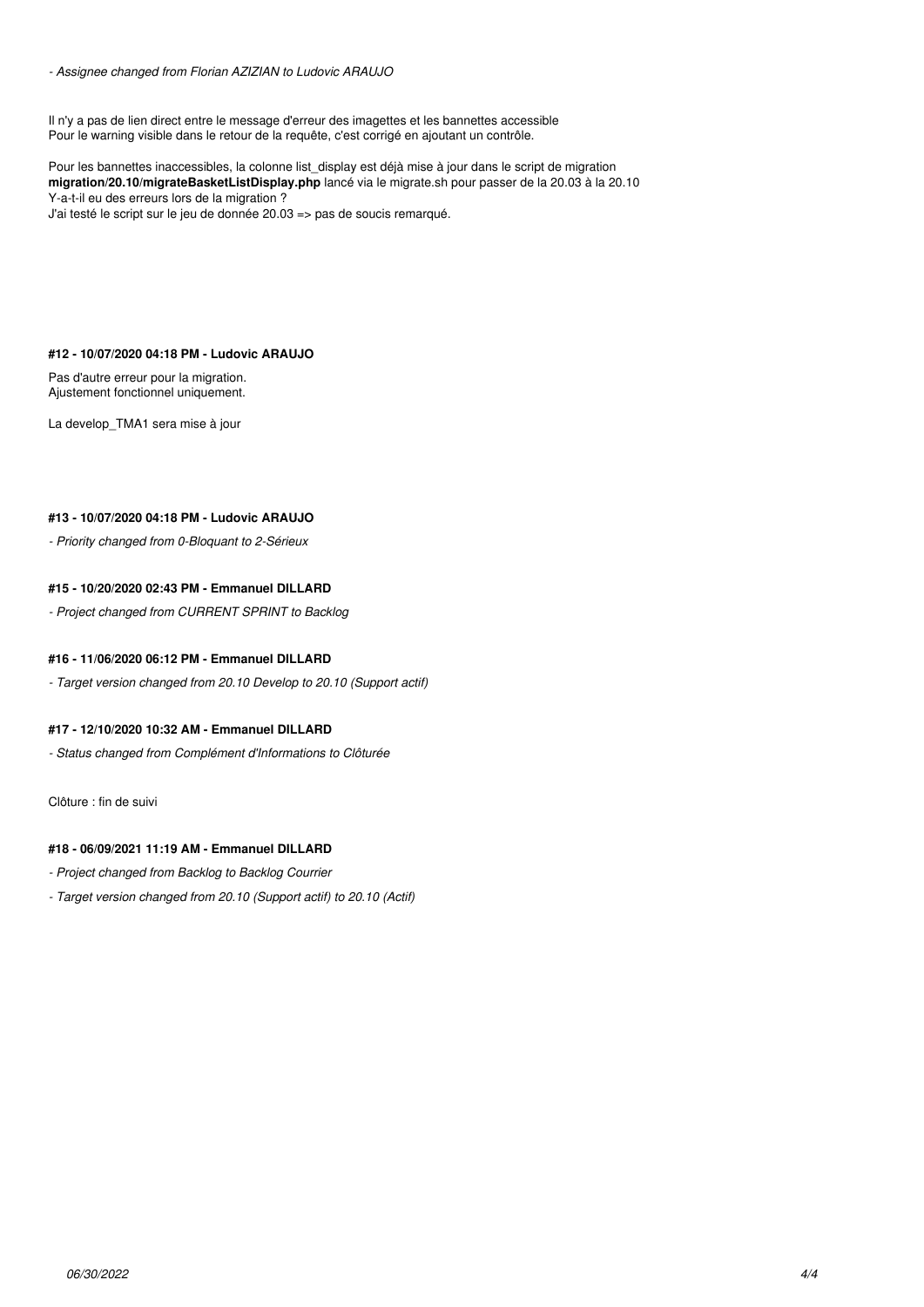*- Assignee changed from Florian AZIZIAN to Ludovic ARAUJO*

Il n'y a pas de lien direct entre le message d'erreur des imagettes et les bannettes accessible
Pour le warning visible dans le retour de la requête, c'est corrigé en ajoutant un contrôle.

Pour les bannettes inaccessibles, la colonne list_display est déjà mise à jour dans le script de migration **migration/20.10/migrateBasketListDisplay.php** lancé via le migrate.sh pour passer de la 20.03 à la 20.10
Y-a-t-il eu des erreurs lors de la migration ?
J'ai testé le script sur le jeu de donnée 20.03 => pas de soucis remarqué.

#### #12 - 10/07/2020 04:18 PM - Ludovic ARAUJO

Pas d'autre erreur pour la migration.
Ajustement fonctionnel uniquement.

La develop_TMA1 sera mise à jour

#### #13 - 10/07/2020 04:18 PM - Ludovic ARAUJO

*- Priority changed from 0-Bloquant to 2-Sérieux*

#### #15 - 10/20/2020 02:43 PM - Emmanuel DILLARD

*- Project changed from CURRENT SPRINT to Backlog*

#### #16 - 11/06/2020 06:12 PM - Emmanuel DILLARD

*- Target version changed from 20.10 Develop to 20.10 (Support actif)*

#### #17 - 12/10/2020 10:32 AM - Emmanuel DILLARD

*- Status changed from Complément d'Informations to Clôturée*

Clôture : fin de suivi

#### #18 - 06/09/2021 11:19 AM - Emmanuel DILLARD

*- Project changed from Backlog to Backlog Courrier*

*- Target version changed from 20.10 (Support actif) to 20.10 (Actif)*